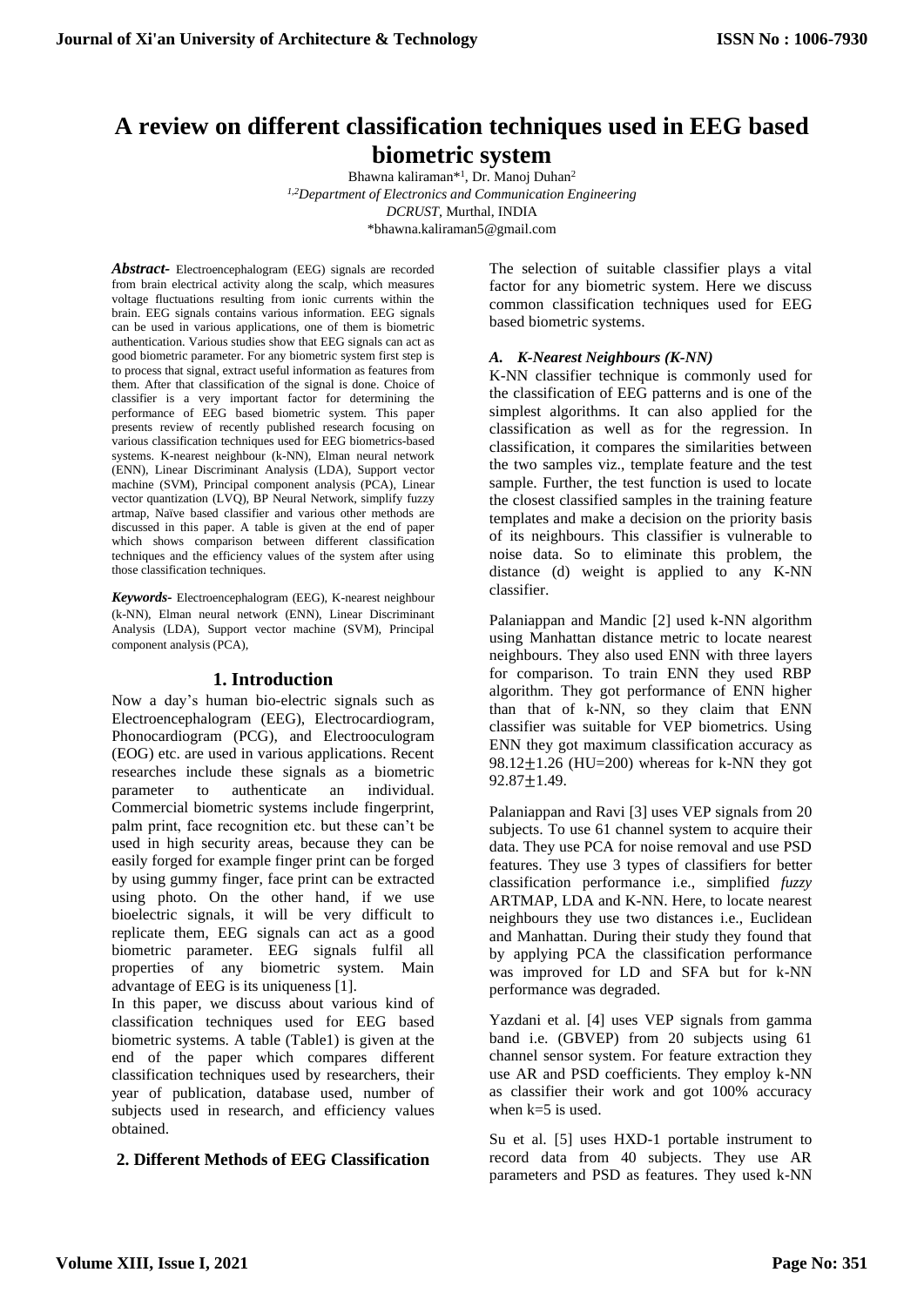# A review on different classification techniques used in EEG based biometric system

Bhawna kaliraman*[1], Dr. Manoj Duhan[2]

[1,2]*Department of Electronics and Communication Engineering*

*DCRUST*, Murthal, INDIA

*bhawna.kaliraman5@gmail.com

***Abstract-*** Electroencephalogram (EEG) signals are recorded from brain electrical activity along the scalp, which measures voltage fluctuations resulting from ionic currents within the brain. EEG signals contains various information. EEG signals can be used in various applications, one of them is biometric authentication. Various studies show that EEG signals can act as good biometric parameter. For any biometric system first step is to process that signal, extract useful information as features from them. After that classification of the signal is done. Choice of classifier is a very important factor for determining the performance of EEG based biometric system. This paper presents review of recently published research focusing on various classification techniques used for EEG biometrics-based systems. K-nearest neighbour (k-NN), Elman neural network (ENN), Linear Discriminant Analysis (LDA), Support vector machine (SVM), Principal component analysis (PCA), Linear vector quantization (LVQ), BP Neural Network, simplify fuzzy artmap, Naïve based classifier and various other methods are discussed in this paper. A table is given at the end of paper which shows comparison between different classification techniques and the efficiency values of the system after using those classification techniques.

***Keywords-*** Electroencephalogram (EEG), K-nearest neighbour (k-NN), Elman neural network (ENN), Linear Discriminant Analysis (LDA), Support vector machine (SVM), Principal component analysis (PCA),

## 1. Introduction

Now a day's human bio-electric signals such as Electroencephalogram (EEG), Electrocardiogram, Phonocardiogram (PCG), and Electrooculogram (EOG) etc. are used in various applications. Recent researches include these signals as a biometric parameter to authenticate an individual. Commercial biometric systems include fingerprint, palm print, face recognition etc. but these can't be used in high security areas, because they can be easily forged for example finger print can be forged by using gummy finger, face print can be extracted using photo. On the other hand, if we use bioelectric signals, it will be very difficult to replicate them, EEG signals can act as a good biometric parameter. EEG signals fulfil all properties of any biometric system. Main advantage of EEG is its uniqueness [1].

In this paper, we discuss about various kind of classification techniques used for EEG based biometric systems. A table (Table1) is given at the end of the paper which compares different classification techniques used by researchers, their year of publication, database used, number of subjects used in research, and efficiency values obtained.

## 2. Different Methods of EEG Classification

The selection of suitable classifier plays a vital factor for any biometric system. Here we discuss common classification techniques used for EEG based biometric systems.

### *A. K-Nearest Neighbours (K-NN)*

K-NN classifier technique is commonly used for the classification of EEG patterns and is one of the simplest algorithms. It can also applied for the classification as well as for the regression. In classification, it compares the similarities between the two samples viz., template feature and the test sample. Further, the test function is used to locate the closest classified samples in the training feature templates and make a decision on the priority basis of its neighbours. This classifier is vulnerable to noise data. So to eliminate this problem, the distance (d) weight is applied to any K-NN classifier.

Palaniappan and Mandic [2] used k-NN algorithm using Manhattan distance metric to locate nearest neighbours. They also used ENN with three layers for comparison. To train ENN they used RBP algorithm. They got performance of ENN higher than that of k-NN, so they claim that ENN classifier was suitable for VEP biometrics. Using ENN they got maximum classification accuracy as $98.12 \pm 1.26$ (HU=200) whereas for k-NN they got $92.87 \pm 1.49$.

Palaniappan and Ravi [3] uses VEP signals from 20 subjects. To use 61 channel system to acquire their data. They use PCA for noise removal and use PSD features. They use 3 types of classifiers for better classification performance i.e., simplified *fuzzy* ARTMAP, LDA and K-NN. Here, to locate nearest neighbours they use two distances i.e., Euclidean and Manhattan. During their study they found that by applying PCA the classification performance was improved for LD and SFA but for k-NN performance was degraded.

Yazdani et al. [4] uses VEP signals from gamma band i.e. (GBVEP) from 20 subjects using 61 channel sensor system. For feature extraction they use AR and PSD coefficients. They employ k-NN as classifier their work and got 100% accuracy when k=5 is used.

Su et al. [5] uses HXD-1 portable instrument to record data from 40 subjects. They use AR parameters and PSD as features. They used k-NN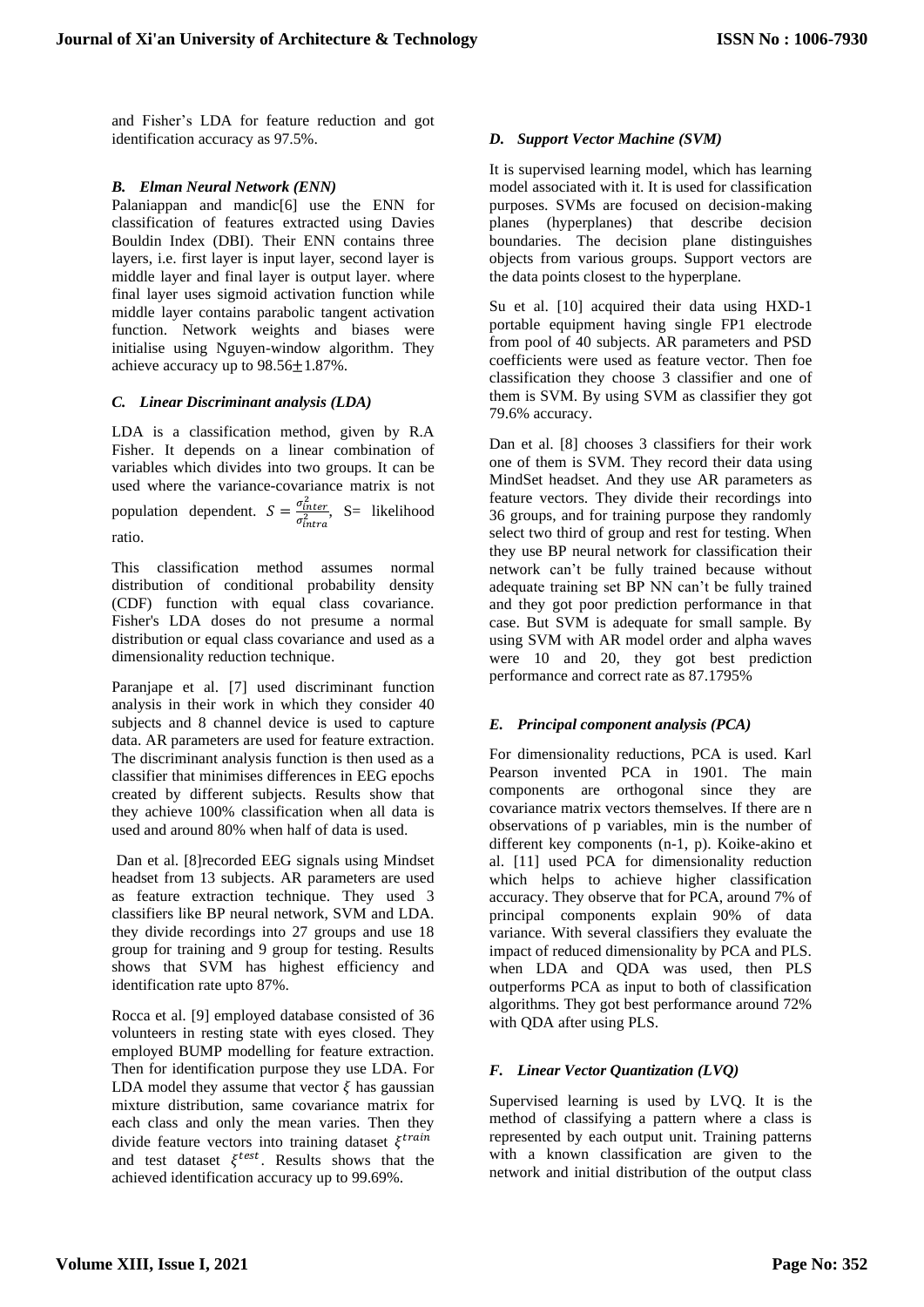and Fisher's LDA for feature reduction and got identification accuracy as 97.5%.

### *B. Elman Neural Network (ENN)*

Palaniappan and mandic[6] use the ENN for classification of features extracted using Davies Bouldin Index (DBI). Their ENN contains three layers, i.e. first layer is input layer, second layer is middle layer and final layer is output layer. where final layer uses sigmoid activation function while middle layer contains parabolic tangent activation function. Network weights and biases were initialise using Nguyen-window algorithm. They achieve accuracy up to 98.56$\pm$1.87%.

### *C. Linear Discriminant analysis (LDA)*

LDA is a classification method, given by R.A Fisher. It depends on a linear combination of variables which divides into two groups. It can be used where the variance-covariance matrix is not population dependent. $S = \frac{\sigma_{inter}^2}{\sigma_{intra}^2}$, S= likelihood ratio.

This classification method assumes normal distribution of conditional probability density (CDF) function with equal class covariance. Fisher's LDA doses do not presume a normal distribution or equal class covariance and used as a dimensionality reduction technique.

Paranjape et al. [7] used discriminant function analysis in their work in which they consider 40 subjects and 8 channel device is used to capture data. AR parameters are used for feature extraction. The discriminant analysis function is then used as a classifier that minimises differences in EEG epochs created by different subjects. Results show that they achieve 100% classification when all data is used and around 80% when half of data is used.

Dan et al. [8]recorded EEG signals using Mindset headset from 13 subjects. AR parameters are used as feature extraction technique. They used 3 classifiers like BP neural network, SVM and LDA. they divide recordings into 27 groups and use 18 group for training and 9 group for testing. Results shows that SVM has highest efficiency and identification rate upto 87%.

Rocca et al. [9] employed database consisted of 36 volunteers in resting state with eyes closed. They employed BUMP modelling for feature extraction. Then for identification purpose they use LDA. For LDA model they assume that vector $\xi$ has gaussian mixture distribution, same covariance matrix for each class and only the mean varies. Then they divide feature vectors into training dataset $\xi^{train}$ and test dataset $\xi^{test}$. Results shows that the achieved identification accuracy up to 99.69%.

### *D. Support Vector Machine (SVM)*

It is supervised learning model, which has learning model associated with it. It is used for classification purposes. SVMs are focused on decision-making planes (hyperplanes) that describe decision boundaries. The decision plane distinguishes objects from various groups. Support vectors are the data points closest to the hyperplane.

Su et al. [10] acquired their data using HXD-1 portable equipment having single FP1 electrode from pool of 40 subjects. AR parameters and PSD coefficients were used as feature vector. Then foe classification they choose 3 classifier and one of them is SVM. By using SVM as classifier they got 79.6% accuracy.

Dan et al. [8] chooses 3 classifiers for their work one of them is SVM. They record their data using MindSet headset. And they use AR parameters as feature vectors. They divide their recordings into 36 groups, and for training purpose they randomly select two third of group and rest for testing. When they use BP neural network for classification their network can't be fully trained because without adequate training set BP NN can't be fully trained and they got poor prediction performance in that case. But SVM is adequate for small sample. By using SVM with AR model order and alpha waves were 10 and 20, they got best prediction performance and correct rate as 87.1795%

### *E. Principal component analysis (PCA)*

For dimensionality reductions, PCA is used. Karl Pearson invented PCA in 1901. The main components are orthogonal since they are covariance matrix vectors themselves. If there are n observations of p variables, min is the number of different key components (n-1, p). Koike-akino et al. [11] used PCA for dimensionality reduction which helps to achieve higher classification accuracy. They observe that for PCA, around 7% of principal components explain 90% of data variance. With several classifiers they evaluate the impact of reduced dimensionality by PCA and PLS. when LDA and QDA was used, then PLS outperforms PCA as input to both of classification algorithms. They got best performance around 72% with QDA after using PLS.

### *F. Linear Vector Quantization (LVQ)*

Supervised learning is used by LVQ. It is the method of classifying a pattern where a class is represented by each output unit. Training patterns with a known classification are given to the network and initial distribution of the output class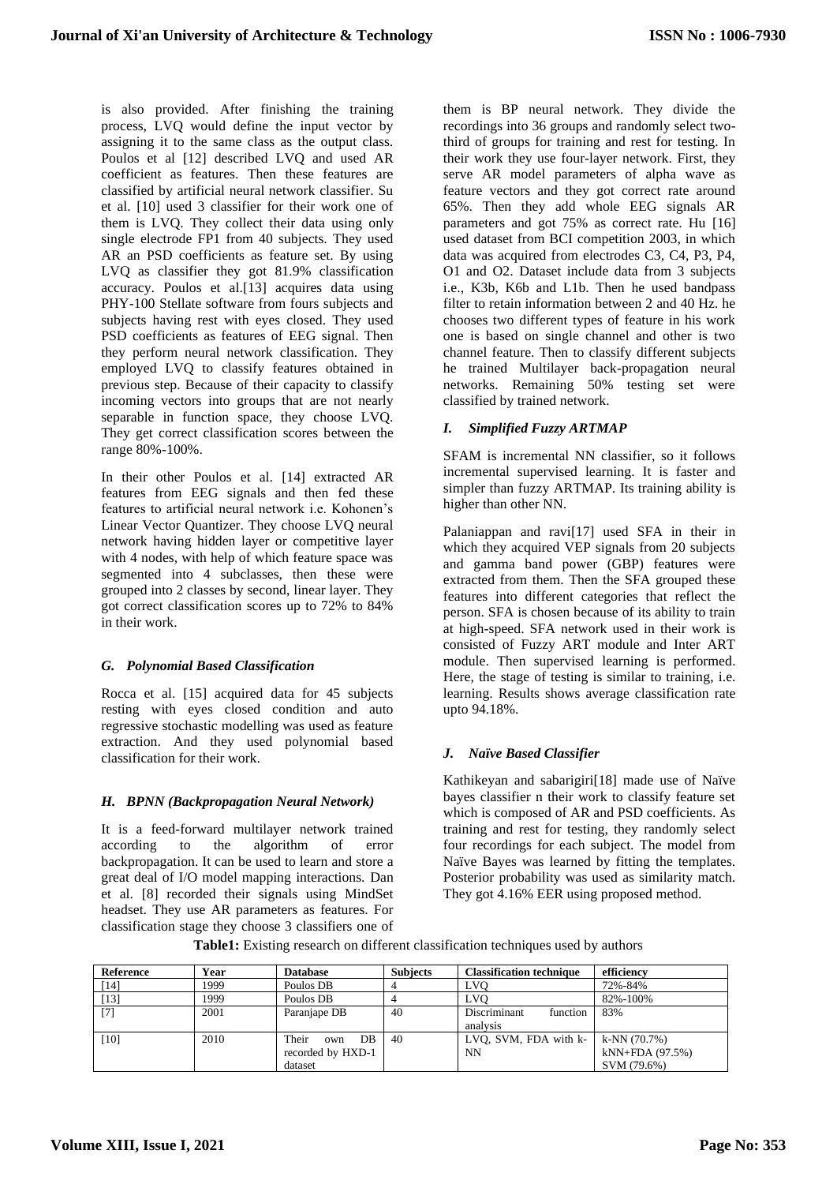is also provided. After finishing the training process, LVQ would define the input vector by assigning it to the same class as the output class. Poulos et al [12] described LVQ and used AR coefficient as features. Then these features are classified by artificial neural network classifier. Su et al. [10] used 3 classifier for their work one of them is LVQ. They collect their data using only single electrode FP1 from 40 subjects. They used AR an PSD coefficients as feature set. By using LVQ as classifier they got 81.9% classification accuracy. Poulos et al.[13] acquires data using PHY-100 Stellate software from fours subjects and subjects having rest with eyes closed. They used PSD coefficients as features of EEG signal. Then they perform neural network classification. They employed LVQ to classify features obtained in previous step. Because of their capacity to classify incoming vectors into groups that are not nearly separable in function space, they choose LVQ. They get correct classification scores between the range 80%-100%.

In their other Poulos et al. [14] extracted AR features from EEG signals and then fed these features to artificial neural network i.e. Kohonen's Linear Vector Quantizer. They choose LVQ neural network having hidden layer or competitive layer with 4 nodes, with help of which feature space was segmented into 4 subclasses, then these were grouped into 2 classes by second, linear layer. They got correct classification scores up to 72% to 84% in their work.

### *G. Polynomial Based Classification*

Rocca et al. [15] acquired data for 45 subjects resting with eyes closed condition and auto regressive stochastic modelling was used as feature extraction. And they used polynomial based classification for their work.

### *H. BPNN (Backpropagation Neural Network)*

It is a feed-forward multilayer network trained according to the algorithm of error backpropagation. It can be used to learn and store a great deal of I/O model mapping interactions. Dan et al. [8] recorded their signals using MindSet headset. They use AR parameters as features. For classification stage they choose 3 classifiers one of them is BP neural network. They divide the recordings into 36 groups and randomly select two-third of groups for training and rest for testing. In their work they use four-layer network. First, they serve AR model parameters of alpha wave as feature vectors and they got correct rate around 65%. Then they add whole EEG signals AR parameters and got 75% as correct rate. Hu [16] used dataset from BCI competition 2003, in which data was acquired from electrodes C3, C4, P3, P4, O1 and O2. Dataset include data from 3 subjects i.e., K3b, K6b and L1b. Then he used bandpass filter to retain information between 2 and 40 Hz. he chooses two different types of feature in his work one is based on single channel and other is two channel feature. Then to classify different subjects he trained Multilayer back-propagation neural networks. Remaining 50% testing set were classified by trained network.

### *I. Simplified Fuzzy ARTMAP*

SFAM is incremental NN classifier, so it follows incremental supervised learning. It is faster and simpler than fuzzy ARTMAP. Its training ability is higher than other NN.

Palaniappan and ravi[17] used SFA in their in which they acquired VEP signals from 20 subjects and gamma band power (GBP) features were extracted from them. Then the SFA grouped these features into different categories that reflect the person. SFA is chosen because of its ability to train at high-speed. SFA network used in their work is consisted of Fuzzy ART module and Inter ART module. Then supervised learning is performed. Here, the stage of testing is similar to training, i.e. learning. Results shows average classification rate upto 94.18%.

### *J. Naïve Based Classifier*

Kathikeyan and sabarigiri[18] made use of Naïve bayes classifier n their work to classify feature set which is composed of AR and PSD coefficients. As training and rest for testing, they randomly select four recordings for each subject. The model from Naïve Bayes was learned by fitting the templates. Posterior probability was used as similarity match. They got 4.16% EER using proposed method.

**Table1:** Existing research on different classification techniques used by authors

| Reference | Year | Database | Subjects | Classification technique | efficiency |
|---|---|---|---|---|---|
| [14] | 1999 | Poulos DB | 4 | LVQ | 72%-84% |
| [13] | 1999 | Poulos DB | 4 | LVQ | 82%-100% |
| [7] | 2001 | Paranjape DB | 40 | Discriminant function analysis | 83% |
| [10] | 2010 | Their own DB recorded by HXD-1 dataset | 40 | LVQ, SVM, FDA with k-NN | k-NN (70.7%) kNN+FDA (97.5%) SVM (79.6%) |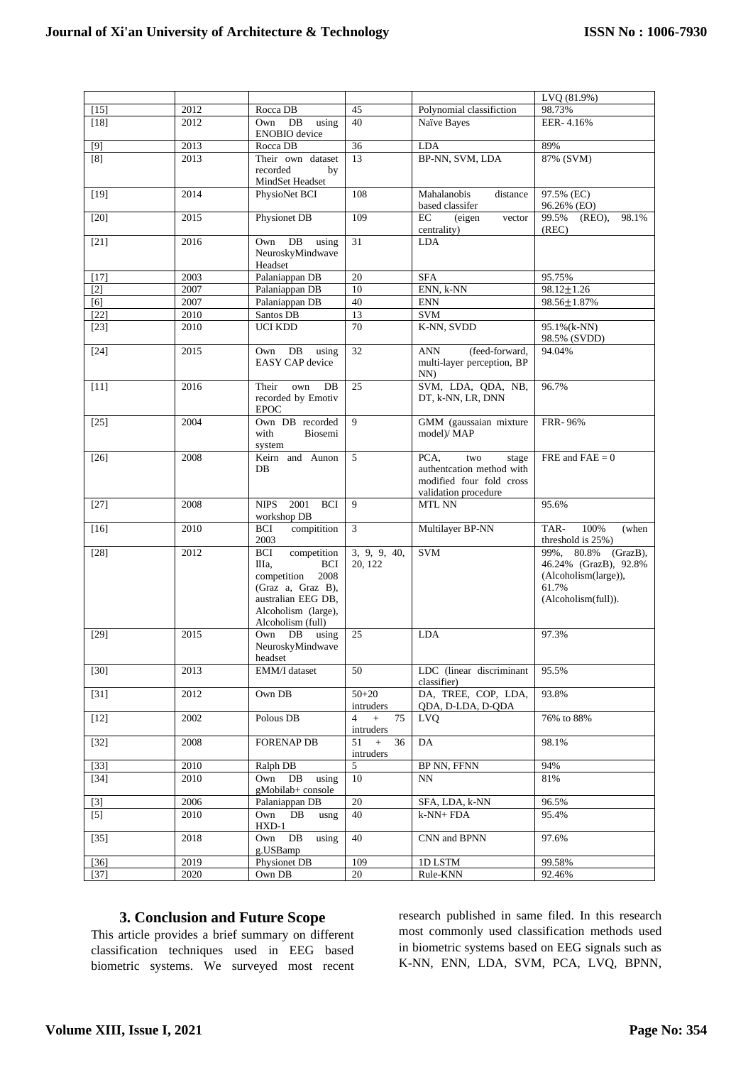| | | | | | |
|---|---|---|---|---|---|
| | | | | | LVQ (81.9%) |
| [15] | 2012 | Rocca DB | 45 | Polynomial classifiction | 98.73% |
| [18] | 2012 | Own DB using ENOBIO device | 40 | Naïve Bayes | EER- 4.16% |
| [9] | 2013 | Rocca DB | 36 | LDA | 89% |
| [8] | 2013 | Their own dataset recorded by MindSet Headset | 13 | BP-NN, SVM, LDA | 87% (SVM) |
| [19] | 2014 | PhysioNet BCI | 108 | Mahalanobis distance based classifer | 97.5% (EC) 96.26% (EO) |
| [20] | 2015 | Physionet DB | 109 | EC (eigen vector centrality) | 99.5% (REO), 98.1% (REC) |
| [21] | 2016 | Own DB using NeuroskyMindwave Headset | 31 | LDA | |
| [17] | 2003 | Palaniappan DB | 20 | SFA | 95.75% |
| [2] | 2007 | Palaniappan DB | 10 | ENN, k-NN | 98.12±1.26 |
| [6] | 2007 | Palaniappan DB | 40 | ENN | 98.56±1.87% |
| [22] | 2010 | Santos DB | 13 | SVM | |
| [23] | 2010 | UCI KDD | 70 | K-NN, SVDD | 95.1%(k-NN) 98.5% (SVDD) |
| [24] | 2015 | Own DB using EASY CAP device | 32 | ANN (feed-forward, multi-layer perception, BP NN) | 94.04% |
| [11] | 2016 | Their own DB recorded by Emotiv EPOC | 25 | SVM, LDA, QDA, NB, DT, k-NN, LR, DNN | 96.7% |
| [25] | 2004 | Own DB recorded with Biosemi system | 9 | GMM (gaussaian mixture model)/ MAP | FRR- 96% |
| [26] | 2008 | Keirn and Aunon DB | 5 | PCA, two stage authentcation method with modified four fold cross validation procedure | FRE and FAE = 0 |
| [27] | 2008 | NIPS 2001 BCI workshop DB | 9 | MTL NN | 95.6% |
| [16] | 2010 | BCI compitition 2003 | 3 | Multilayer BP-NN | TAR- 100% (when threshold is 25%) |
| [28] | 2012 | BCI competition IIIa, BCI competition 2008 (Graz a, Graz B), australian EEG DB, Alcoholism (large), Alcoholism (full) | 3, 9, 9, 40, 20, 122 | SVM | 99%, 80.8% (GrazB), 46.24% (GrazB), 92.8% (Alcoholism(large)), 61.7% (Alcoholism(full)). |
| [29] | 2015 | Own DB using NeuroskyMindwave headset | 25 | LDA | 97.3% |
| [30] | 2013 | EMM/I dataset | 50 | LDC (linear discriminant classifier) | 95.5% |
| [31] | 2012 | Own DB | 50+20 intruders | DA, TREE, COP, LDA, QDA, D-LDA, D-QDA | 93.8% |
| [12] | 2002 | Polous DB | 4 + 75 intruders | LVQ | 76% to 88% |
| [32] | 2008 | FORENAP DB | 51 + 36 intruders | DA | 98.1% |
| [33] | 2010 | Ralph DB | 5 | BP NN, FFNN | 94% |
| [34] | 2010 | Own DB using gMobilab+ console | 10 | NN | 81% |
| [3] | 2006 | Palaniappan DB | 20 | SFA, LDA, k-NN | 96.5% |
| [5] | 2010 | Own DB usng HXD-1 | 40 | k-NN+ FDA | 95.4% |
| [35] | 2018 | Own DB using g.USBamp | 40 | CNN and BPNN | 97.6% |
| [36] | 2019 | Physionet DB | 109 | 1D LSTM | 99.58% |
| [37] | 2020 | Own DB | 20 | Rule-KNN | 92.46% |

## 3. Conclusion and Future Scope

This article provides a brief summary on different classification techniques used in EEG based biometric systems. We surveyed most recent research published in same filed. In this research most commonly used classification methods used in biometric systems based on EEG signals such as K-NN, ENN, LDA, SVM, PCA, LVQ, BPNN,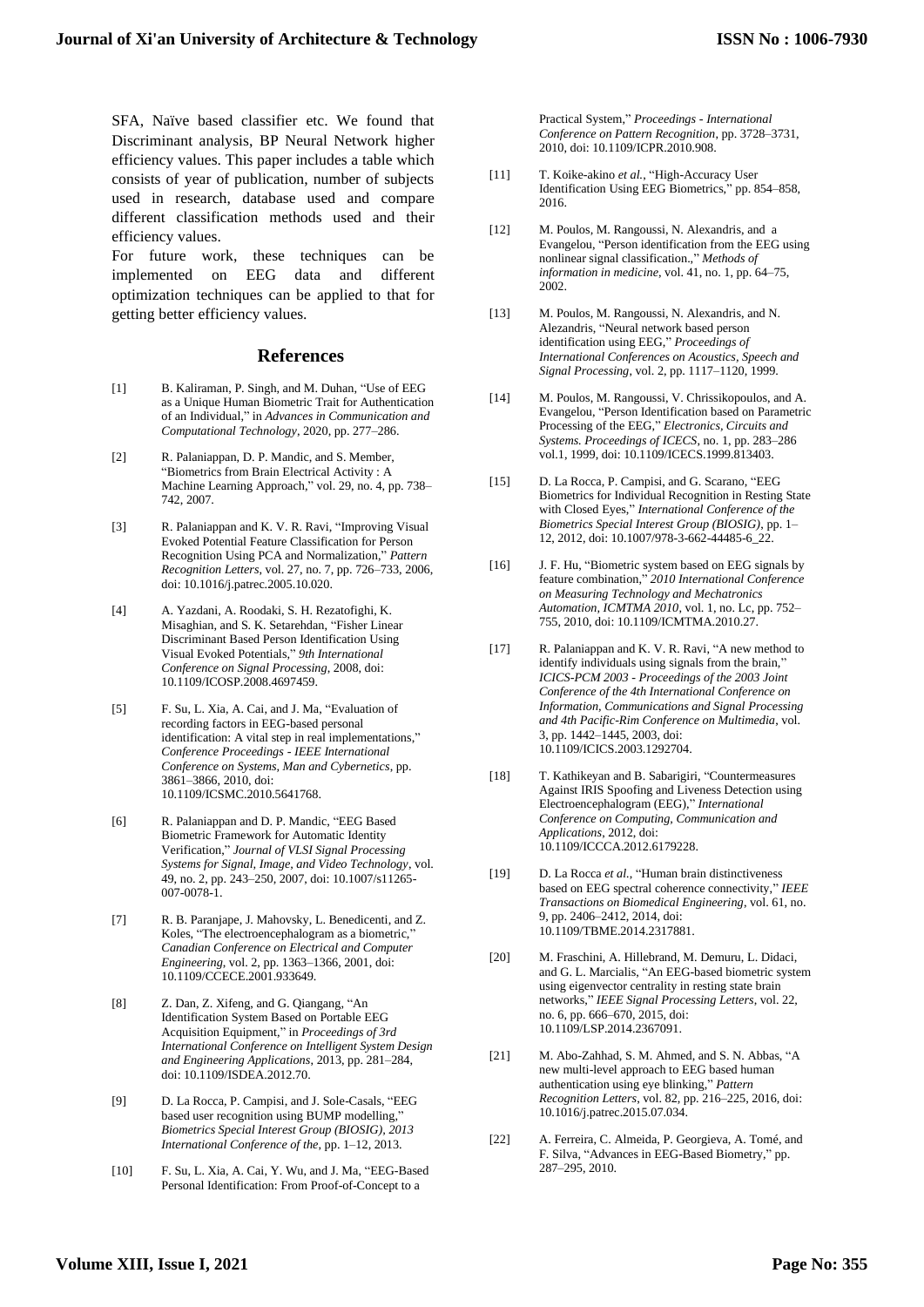SFA, Naïve based classifier etc. We found that Discriminant analysis, BP Neural Network higher efficiency values. This paper includes a table which consists of year of publication, number of subjects used in research, database used and compare different classification methods used and their efficiency values.

For future work, these techniques can be implemented on EEG data and different optimization techniques can be applied to that for getting better efficiency values.

## References

[1] B. Kaliraman, P. Singh, and M. Duhan, "Use of EEG as a Unique Human Biometric Trait for Authentication of an Individual," in *Advances in Communication and Computational Technology*, 2020, pp. 277–286.

[2] R. Palaniappan, D. P. Mandic, and S. Member, "Biometrics from Brain Electrical Activity : A Machine Learning Approach," vol. 29, no. 4, pp. 738–742, 2007.

[3] R. Palaniappan and K. V. R. Ravi, "Improving Visual Evoked Potential Feature Classification for Person Recognition Using PCA and Normalization," *Pattern Recognition Letters*, vol. 27, no. 7, pp. 726–733, 2006, doi: 10.1016/j.patrec.2005.10.020.

[4] A. Yazdani, A. Roodaki, S. H. Rezatofighi, K. Misaghian, and S. K. Setarehdan, "Fisher Linear Discriminant Based Person Identification Using Visual Evoked Potentials," *9th International Conference on Signal Processing*, 2008, doi: 10.1109/ICOSP.2008.4697459.

[5] F. Su, L. Xia, A. Cai, and J. Ma, "Evaluation of recording factors in EEG-based personal identification: A vital step in real implementations," *Conference Proceedings - IEEE International Conference on Systems, Man and Cybernetics*, pp. 3861–3866, 2010, doi: 10.1109/ICSMC.2010.5641768.

[6] R. Palaniappan and D. P. Mandic, "EEG Based Biometric Framework for Automatic Identity Verification," *Journal of VLSI Signal Processing Systems for Signal, Image, and Video Technology*, vol. 49, no. 2, pp. 243–250, 2007, doi: 10.1007/s11265-007-0078-1.

[7] R. B. Paranjape, J. Mahovsky, L. Benedicenti, and Z. Koles, "The electroencephalogram as a biometric," *Canadian Conference on Electrical and Computer Engineering*, vol. 2, pp. 1363–1366, 2001, doi: 10.1109/CCECE.2001.933649.

[8] Z. Dan, Z. Xifeng, and G. Qiangang, "An Identification System Based on Portable EEG Acquisition Equipment," in *Proceedings of 3rd International Conference on Intelligent System Design and Engineering Applications*, 2013, pp. 281–284, doi: 10.1109/ISDEA.2012.70.

[9] D. La Rocca, P. Campisi, and J. Sole-Casals, "EEG based user recognition using BUMP modelling," *Biometrics Special Interest Group (BIOSIG), 2013 International Conference of the*, pp. 1–12, 2013.

[10] F. Su, L. Xia, A. Cai, Y. Wu, and J. Ma, "EEG-Based Personal Identification: From Proof-of-Concept to a Practical System," *Proceedings - International Conference on Pattern Recognition*, pp. 3728–3731, 2010, doi: 10.1109/ICPR.2010.908.

[11] T. Koike-akino *et al.*, "High-Accuracy User Identification Using EEG Biometrics," pp. 854–858, 2016.

[12] M. Poulos, M. Rangoussi, N. Alexandris, and a Evangelou, "Person identification from the EEG using nonlinear signal classification.," *Methods of information in medicine*, vol. 41, no. 1, pp. 64–75, 2002.

[13] M. Poulos, M. Rangoussi, N. Alexandris, and N. Alezandris, "Neural network based person identification using EEG," *Proceedings of International Conferences on Acoustics, Speech and Signal Processing*, vol. 2, pp. 1117–1120, 1999.

[14] M. Poulos, M. Rangoussi, V. Chrissikopoulos, and A. Evangelou, "Person Identification based on Parametric Processing of the EEG," *Electronics, Circuits and Systems. Proceedings of ICECS*, no. 1, pp. 283–286 vol.1, 1999, doi: 10.1109/ICECS.1999.813403.

[15] D. La Rocca, P. Campisi, and G. Scarano, "EEG Biometrics for Individual Recognition in Resting State with Closed Eyes," *International Conference of the Biometrics Special Interest Group (BIOSIG)*, pp. 1–12, 2012, doi: 10.1007/978-3-662-44485-6_22.

[16] J. F. Hu, "Biometric system based on EEG signals by feature combination," *2010 International Conference on Measuring Technology and Mechatronics Automation, ICMTMA 2010*, vol. 1, no. Lc, pp. 752–755, 2010, doi: 10.1109/ICMTMA.2010.27.

[17] R. Palaniappan and K. V. R. Ravi, "A new method to identify individuals using signals from the brain," *ICICS-PCM 2003 - Proceedings of the 2003 Joint Conference of the 4th International Conference on Information, Communications and Signal Processing and 4th Pacific-Rim Conference on Multimedia*, vol. 3, pp. 1442–1445, 2003, doi: 10.1109/ICICS.2003.1292704.

[18] T. Kathikeyan and B. Sabarigiri, "Countermeasures Against IRIS Spoofing and Liveness Detection using Electroencephalogram (EEG)," *International Conference on Computing, Communication and Applications*, 2012, doi: 10.1109/ICCCA.2012.6179228.

[19] D. La Rocca *et al.*, "Human brain distinctiveness based on EEG spectral coherence connectivity," *IEEE Transactions on Biomedical Engineering*, vol. 61, no. 9, pp. 2406–2412, 2014, doi: 10.1109/TBME.2014.2317881.

[20] M. Fraschini, A. Hillebrand, M. Demuru, L. Didaci, and G. L. Marcialis, "An EEG-based biometric system using eigenvector centrality in resting state brain networks," *IEEE Signal Processing Letters*, vol. 22, no. 6, pp. 666–670, 2015, doi: 10.1109/LSP.2014.2367091.

[21] M. Abo-Zahhad, S. M. Ahmed, and S. N. Abbas, "A new multi-level approach to EEG based human authentication using eye blinking," *Pattern Recognition Letters*, vol. 82, pp. 216–225, 2016, doi: 10.1016/j.patrec.2015.07.034.

[22] A. Ferreira, C. Almeida, P. Georgieva, A. Tomé, and F. Silva, "Advances in EEG-Based Biometry," pp. 287–295, 2010.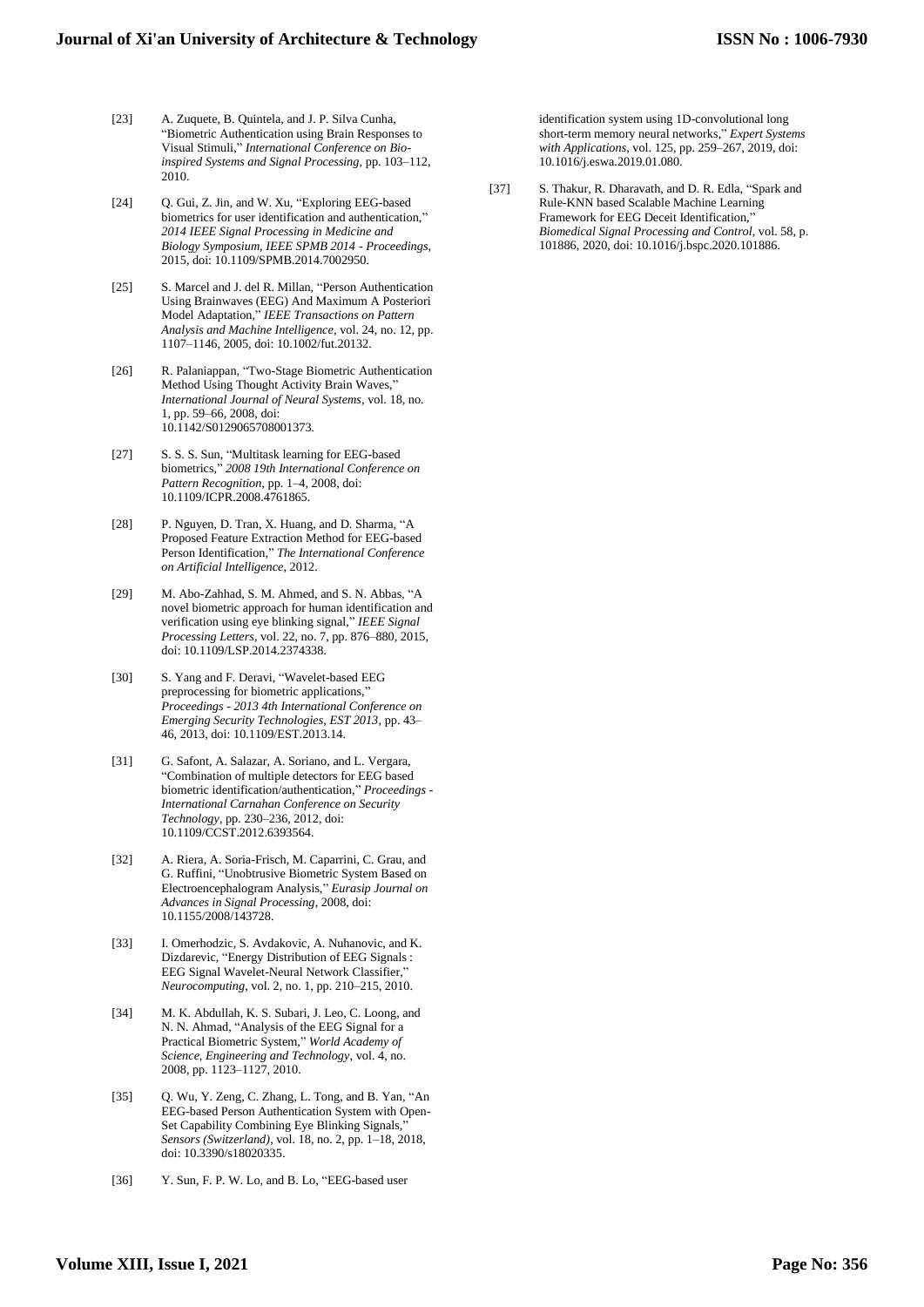[23] A. Zuquete, B. Quintela, and J. P. Silva Cunha, "Biometric Authentication using Brain Responses to Visual Stimuli," *International Conference on Bio-inspired Systems and Signal Processing*, pp. 103–112, 2010.

[24] Q. Gui, Z. Jin, and W. Xu, "Exploring EEG-based biometrics for user identification and authentication," *2014 IEEE Signal Processing in Medicine and Biology Symposium, IEEE SPMB 2014 - Proceedings*, 2015, doi: 10.1109/SPMB.2014.7002950.

[25] S. Marcel and J. del R. Millan, "Person Authentication Using Brainwaves (EEG) And Maximum A Posteriori Model Adaptation," *IEEE Transactions on Pattern Analysis and Machine Intelligence*, vol. 24, no. 12, pp. 1107–1146, 2005, doi: 10.1002/fut.20132.

[26] R. Palaniappan, "Two-Stage Biometric Authentication Method Using Thought Activity Brain Waves," *International Journal of Neural Systems*, vol. 18, no. 1, pp. 59–66, 2008, doi: 10.1142/S0129065708001373.

[27] S. S. S. Sun, "Multitask learning for EEG-based biometrics," *2008 19th International Conference on Pattern Recognition*, pp. 1–4, 2008, doi: 10.1109/ICPR.2008.4761865.

[28] P. Nguyen, D. Tran, X. Huang, and D. Sharma, "A Proposed Feature Extraction Method for EEG-based Person Identification," *The International Conference on Artificial Intelligence*, 2012.

[29] M. Abo-Zahhad, S. M. Ahmed, and S. N. Abbas, "A novel biometric approach for human identification and verification using eye blinking signal," *IEEE Signal Processing Letters*, vol. 22, no. 7, pp. 876–880, 2015, doi: 10.1109/LSP.2014.2374338.

[30] S. Yang and F. Deravi, "Wavelet-based EEG preprocessing for biometric applications," *Proceedings - 2013 4th International Conference on Emerging Security Technologies, EST 2013*, pp. 43–46, 2013, doi: 10.1109/EST.2013.14.

[31] G. Safont, A. Salazar, A. Soriano, and L. Vergara, "Combination of multiple detectors for EEG based biometric identification/authentication," *Proceedings - International Carnahan Conference on Security Technology*, pp. 230–236, 2012, doi: 10.1109/CCST.2012.6393564.

[32] A. Riera, A. Soria-Frisch, M. Caparrini, C. Grau, and G. Ruffini, "Unobtrusive Biometric System Based on Electroencephalogram Analysis," *Eurasip Journal on Advances in Signal Processing*, 2008, doi: 10.1155/2008/143728.

[33] I. Omerhodzic, S. Avdakovic, A. Nuhanovic, and K. Dizdarevic, "Energy Distribution of EEG Signals : EEG Signal Wavelet-Neural Network Classifier," *Neurocomputing*, vol. 2, no. 1, pp. 210–215, 2010.

[34] M. K. Abdullah, K. S. Subari, J. Leo, C. Loong, and N. N. Ahmad, "Analysis of the EEG Signal for a Practical Biometric System," *World Academy of Science, Engineering and Technology*, vol. 4, no. 2008, pp. 1123–1127, 2010.

[35] Q. Wu, Y. Zeng, C. Zhang, L. Tong, and B. Yan, "An EEG-based Person Authentication System with Open-Set Capability Combining Eye Blinking Signals," *Sensors (Switzerland)*, vol. 18, no. 2, pp. 1–18, 2018, doi: 10.3390/s18020335.

[36] Y. Sun, F. P. W. Lo, and B. Lo, "EEG-based user identification system using 1D-convolutional long short-term memory neural networks," *Expert Systems with Applications*, vol. 125, pp. 259–267, 2019, doi: 10.1016/j.eswa.2019.01.080.

[37] S. Thakur, R. Dharavath, and D. R. Edla, "Spark and Rule-KNN based Scalable Machine Learning Framework for EEG Deceit Identification," *Biomedical Signal Processing and Control*, vol. 58, p. 101886, 2020, doi: 10.1016/j.bspc.2020.101886.